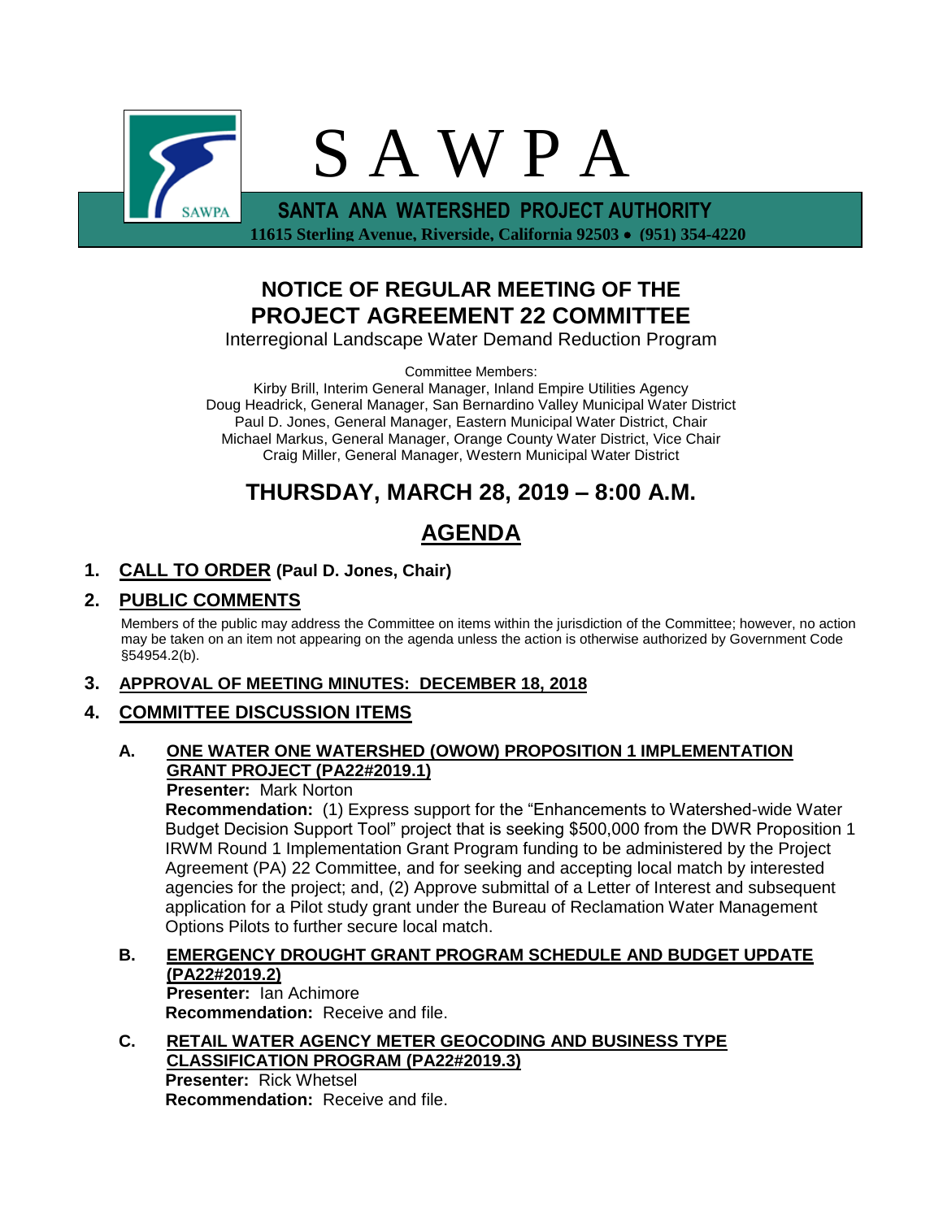# S A W P A

**SANTA ANA WATERSHED PROJECT AUTHORITY**

**11615 Sterling Avenue, Riverside, California 92503 • (951) 354-4220**

## NOTICE OF REGULAR MEETING OF THE PROJECT AGREEMENT 22 COMMITTEE

Interregional Landscape Water Demand Reduction Program

Committee Members:
Kirby Brill, Interim General Manager, Inland Empire Utilities Agency
Doug Headrick, General Manager, San Bernardino Valley Municipal Water District
Paul D. Jones, General Manager, Eastern Municipal Water District, Chair
Michael Markus, General Manager, Orange County Water District, Vice Chair
Craig Miller, General Manager, Western Municipal Water District

## THURSDAY, MARCH 28, 2019 – 8:00 A.M.

## AGENDA

**1. CALL TO ORDER (Paul D. Jones, Chair)**

**2. PUBLIC COMMENTS**

Members of the public may address the Committee on items within the jurisdiction of the Committee; however, no action may be taken on an item not appearing on the agenda unless the action is otherwise authorized by Government Code §54954.2(b).

**3. APPROVAL OF MEETING MINUTES: DECEMBER 18, 2018**

**4. COMMITTEE DISCUSSION ITEMS**

**A. ONE WATER ONE WATERSHED (OWOW) PROPOSITION 1 IMPLEMENTATION GRANT PROJECT (PA22#2019.1)**

**Presenter:** Mark Norton

**Recommendation:** (1) Express support for the "Enhancements to Watershed-wide Water Budget Decision Support Tool" project that is seeking $500,000 from the DWR Proposition 1 IRWM Round 1 Implementation Grant Program funding to be administered by the Project Agreement (PA) 22 Committee, and for seeking and accepting local match by interested agencies for the project; and, (2) Approve submittal of a Letter of Interest and subsequent application for a Pilot study grant under the Bureau of Reclamation Water Management Options Pilots to further secure local match.

**B. EMERGENCY DROUGHT GRANT PROGRAM SCHEDULE AND BUDGET UPDATE (PA22#2019.2)**

**Presenter:** Ian Achimore

**Recommendation:** Receive and file.

**C. RETAIL WATER AGENCY METER GEOCODING AND BUSINESS TYPE CLASSIFICATION PROGRAM (PA22#2019.3)**

**Presenter:** Rick Whetsel

**Recommendation:** Receive and file.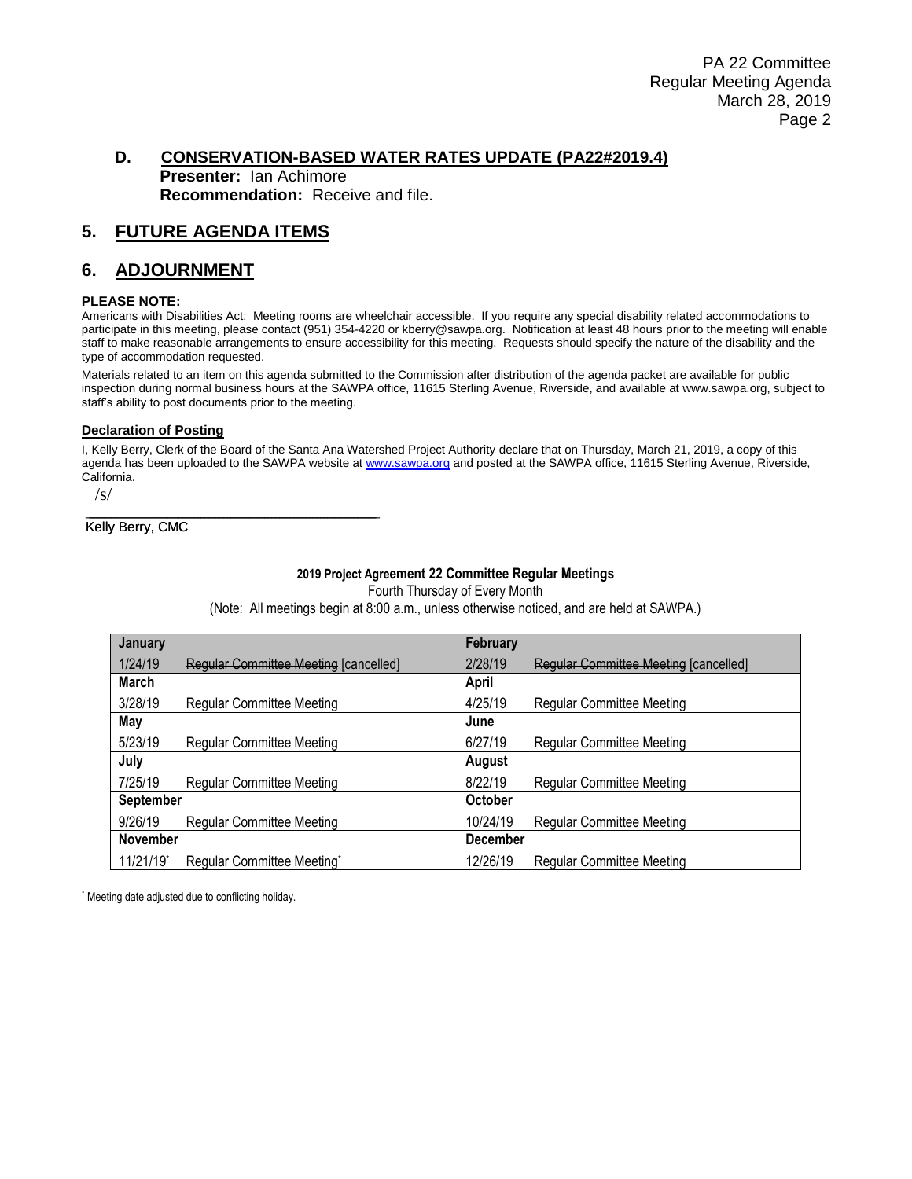## D. CONSERVATION-BASED WATER RATES UPDATE (PA22#2019.4)

**Presenter:** Ian Achimore
**Recommendation:** Receive and file.

# 5. FUTURE AGENDA ITEMS

# 6. ADJOURNMENT

**PLEASE NOTE:**
Americans with Disabilities Act: Meeting rooms are wheelchair accessible. If you require any special disability related accommodations to participate in this meeting, please contact (951) 354-4220 or kberry@sawpa.org. Notification at least 48 hours prior to the meeting will enable staff to make reasonable arrangements to ensure accessibility for this meeting. Requests should specify the nature of the disability and the type of accommodation requested.

Materials related to an item on this agenda submitted to the Commission after distribution of the agenda packet are available for public inspection during normal business hours at the SAWPA office, 11615 Sterling Avenue, Riverside, and available at www.sawpa.org, subject to staff's ability to post documents prior to the meeting.

**Declaration of Posting**

I, Kelly Berry, Clerk of the Board of the Santa Ana Watershed Project Authority declare that on Thursday, March 21, 2019, a copy of this agenda has been uploaded to the SAWPA website at www.sawpa.org and posted at the SAWPA office, 11615 Sterling Avenue, Riverside, California.

/s/

Kelly Berry, CMC

**2019 Project Agreement 22 Committee Regular Meetings**
Fourth Thursday of Every Month
(Note: All meetings begin at 8:00 a.m., unless otherwise noticed, and are held at SAWPA.)

| **January** | | **February** | |
|---|---|---|---|
| 1/24/19 | ~~Regular Committee Meeting~~ [cancelled] | 2/28/19 | ~~Regular Committee Meeting~~ [cancelled] |
| **March** | | **April** | |
| 3/28/19 | Regular Committee Meeting | 4/25/19 | Regular Committee Meeting |
| **May** | | **June** | |
| 5/23/19 | Regular Committee Meeting | 6/27/19 | Regular Committee Meeting |
| **July** | | **August** | |
| 7/25/19 | Regular Committee Meeting | 8/22/19 | Regular Committee Meeting |
| **September** | | **October** | |
| 9/26/19 | Regular Committee Meeting | 10/24/19 | Regular Committee Meeting |
| **November** | | **December** | |
| 11/21/19* | Regular Committee Meeting* | 12/26/19 | Regular Committee Meeting |

* Meeting date adjusted due to conflicting holiday.